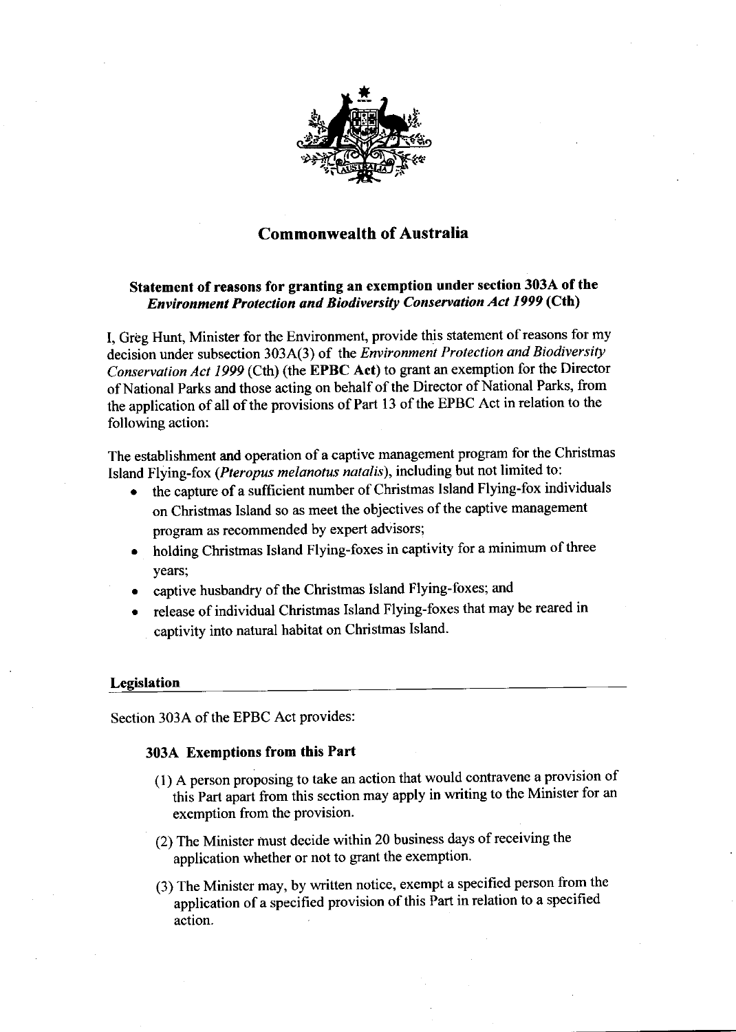# Commonwealth of Australia

## Statement of reasons for granting an exemption under section 303A of the *Environment Protection and Biodiversity Conservation Act 1999* (Cth)

I, Greg Hunt, Minister for the Environment, provide this statement of reasons for my decision under subsection 303A(3) of the *Environment Protection and Biodiversity Conservation Act 1999* (Cth) (the **EPBC Act**) to grant an exemption for the Director of National Parks and those acting on behalf of the Director of National Parks, from the application of all of the provisions of Part 13 of the EPBC Act in relation to the following action:

The establishment and operation of a captive management program for the Christmas Island Flying-fox (*Pteropus melanotus natalis*), including but not limited to:

- the capture of a sufficient number of Christmas Island Flying-fox individuals on Christmas Island so as meet the objectives of the captive management program as recommended by expert advisors;
- holding Christmas Island Flying-foxes in captivity for a minimum of three years;
- captive husbandry of the Christmas Island Flying-foxes; and
- release of individual Christmas Island Flying-foxes that may be reared in captivity into natural habitat on Christmas Island.

### Legislation

Section 303A of the EPBC Act provides:

#### 303A Exemptions from this Part

(1) A person proposing to take an action that would contravene a provision of this Part apart from this section may apply in writing to the Minister for an exemption from the provision.

(2) The Minister must decide within 20 business days of receiving the application whether or not to grant the exemption.

(3) The Minister may, by written notice, exempt a specified person from the application of a specified provision of this Part in relation to a specified action.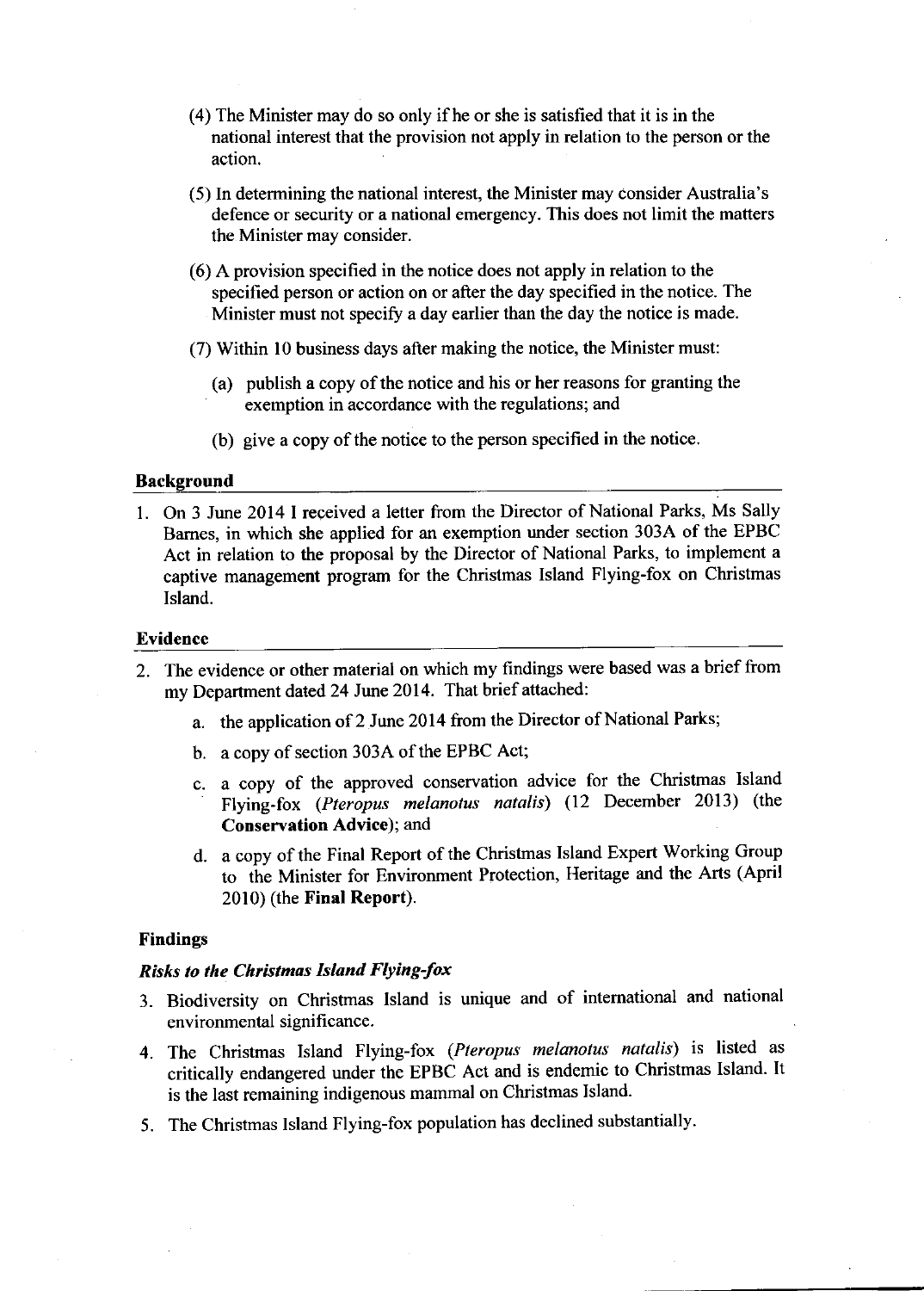(4) The Minister may do so only if he or she is satisfied that it is in the national interest that the provision not apply in relation to the person or the action.

(5) In determining the national interest, the Minister may consider Australia's defence or security or a national emergency. This does not limit the matters the Minister may consider.

(6) A provision specified in the notice does not apply in relation to the specified person or action on or after the day specified in the notice. The Minister must not specify a day earlier than the day the notice is made.

(7) Within 10 business days after making the notice, the Minister must:

(a) publish a copy of the notice and his or her reasons for granting the exemption in accordance with the regulations; and

(b) give a copy of the notice to the person specified in the notice.

## Background

1. On 3 June 2014 I received a letter from the Director of National Parks, Ms Sally Barnes, in which she applied for an exemption under section 303A of the EPBC Act in relation to the proposal by the Director of National Parks, to implement a captive management program for the Christmas Island Flying-fox on Christmas Island.

## Evidence

2. The evidence or other material on which my findings were based was a brief from my Department dated 24 June 2014. That brief attached:
   a. the application of 2 June 2014 from the Director of National Parks;
   b. a copy of section 303A of the EPBC Act;
   c. a copy of the approved conservation advice for the Christmas Island Flying-fox (*Pteropus melanotus natalis*) (12 December 2013) (the **Conservation Advice**); and
   d. a copy of the Final Report of the Christmas Island Expert Working Group to the Minister for Environment Protection, Heritage and the Arts (April 2010) (the **Final Report**).

## Findings

### *Risks to the Christmas Island Flying-fox*

3. Biodiversity on Christmas Island is unique and of international and national environmental significance.
4. The Christmas Island Flying-fox (*Pteropus melanotus natalis*) is listed as critically endangered under the EPBC Act and is endemic to Christmas Island. It is the last remaining indigenous mammal on Christmas Island.
5. The Christmas Island Flying-fox population has declined substantially.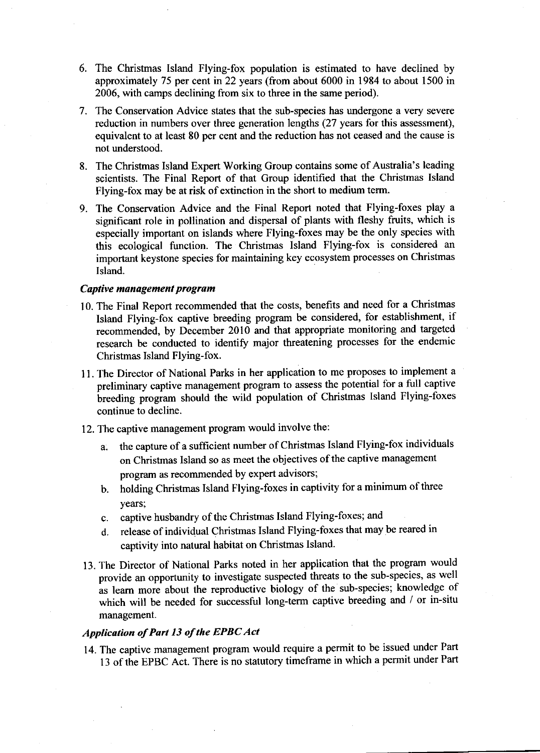6. The Christmas Island Flying-fox population is estimated to have declined by approximately 75 per cent in 22 years (from about 6000 in 1984 to about 1500 in 2006, with camps declining from six to three in the same period).

7. The Conservation Advice states that the sub-species has undergone a very severe reduction in numbers over three generation lengths (27 years for this assessment), equivalent to at least 80 per cent and the reduction has not ceased and the cause is not understood.

8. The Christmas Island Expert Working Group contains some of Australia's leading scientists. The Final Report of that Group identified that the Christmas Island Flying-fox may be at risk of extinction in the short to medium term.

9. The Conservation Advice and the Final Report noted that Flying-foxes play a significant role in pollination and dispersal of plants with fleshy fruits, which is especially important on islands where Flying-foxes may be the only species with this ecological function. The Christmas Island Flying-fox is considered an important keystone species for maintaining key ecosystem processes on Christmas Island.

### *Captive management program*

10. The Final Report recommended that the costs, benefits and need for a Christmas Island Flying-fox captive breeding program be considered, for establishment, if recommended, by December 2010 and that appropriate monitoring and targeted research be conducted to identify major threatening processes for the endemic Christmas Island Flying-fox.

11. The Director of National Parks in her application to me proposes to implement a preliminary captive management program to assess the potential for a full captive breeding program should the wild population of Christmas Island Flying-foxes continue to decline.

12. The captive management program would involve the:

    a. the capture of a sufficient number of Christmas Island Flying-fox individuals on Christmas Island so as meet the objectives of the captive management program as recommended by expert advisors;

    b. holding Christmas Island Flying-foxes in captivity for a minimum of three years;

    c. captive husbandry of the Christmas Island Flying-foxes; and

    d. release of individual Christmas Island Flying-foxes that may be reared in captivity into natural habitat on Christmas Island.

13. The Director of National Parks noted in her application that the program would provide an opportunity to investigate suspected threats to the sub-species, as well as learn more about the reproductive biology of the sub-species; knowledge of which will be needed for successful long-term captive breeding and / or in-situ management.

### *Application of Part 13 of the EPBC Act*

14. The captive management program would require a permit to be issued under Part 13 of the EPBC Act. There is no statutory timeframe in which a permit under Part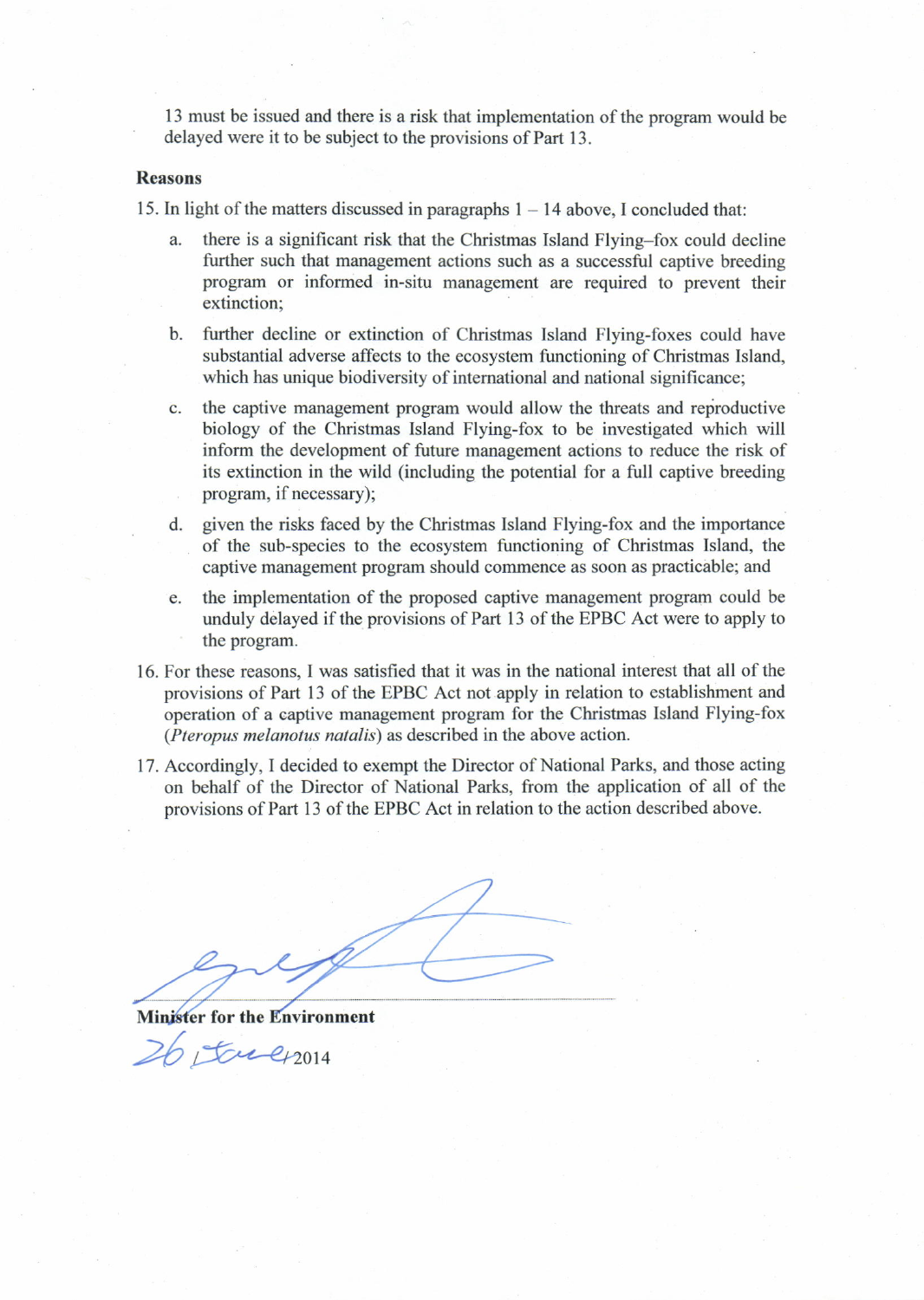13 must be issued and there is a risk that implementation of the program would be delayed were it to be subject to the provisions of Part 13.

**Reasons**

15. In light of the matters discussed in paragraphs 1 – 14 above, I concluded that:

    a. there is a significant risk that the Christmas Island Flying–fox could decline further such that management actions such as a successful captive breeding program or informed in-situ management are required to prevent their extinction;

    b. further decline or extinction of Christmas Island Flying-foxes could have substantial adverse affects to the ecosystem functioning of Christmas Island, which has unique biodiversity of international and national significance;

    c. the captive management program would allow the threats and reproductive biology of the Christmas Island Flying-fox to be investigated which will inform the development of future management actions to reduce the risk of its extinction in the wild (including the potential for a full captive breeding program, if necessary);

    d. given the risks faced by the Christmas Island Flying-fox and the importance of the sub-species to the ecosystem functioning of Christmas Island, the captive management program should commence as soon as practicable; and

    e. the implementation of the proposed captive management program could be unduly delayed if the provisions of Part 13 of the EPBC Act were to apply to the program.

16. For these reasons, I was satisfied that it was in the national interest that all of the provisions of Part 13 of the EPBC Act not apply in relation to establishment and operation of a captive management program for the Christmas Island Flying-fox (*Pteropus melanotus natalis*) as described in the above action.

17. Accordingly, I decided to exempt the Director of National Parks, and those acting on behalf of the Director of National Parks, from the application of all of the provisions of Part 13 of the EPBC Act in relation to the action described above.

**Minister for the Environment**

26 June 2014